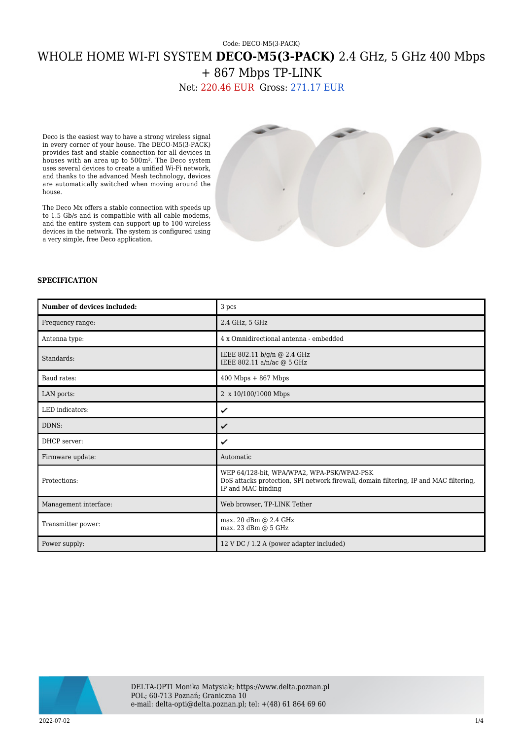Code: DECO-M5(3-PACK)

# WHOLE HOME WI-FI SYSTEM **DECO-M5(3-PACK)** 2.4 GHz, 5 GHz 400 Mbps + 867 Mbps TP-LINK

Net: 220.46 EUR Gross: 271.17 EUR

Deco is the easiest way to have a strong wireless signal in every corner of your house. The DECO-M5(3-PACK) provides fast and stable connection for all devices in houses with an area up to 500m². The Deco system uses several devices to create a unified Wi-Fi network, and thanks to the advanced Mesh technology, devices are automatically switched when moving around the house.

The Deco Mx offers a stable connection with speeds up to 1.5 Gb/s and is compatible with all cable modems, and the entire system can support up to 100 wireless devices in the network. The system is configured using a very simple, free Deco application.

### SPECIFICATION

| **Number of devices included:** | 3 pcs |
| --- | --- |
| Frequency range: | 2.4 GHz, 5 GHz |
| Antenna type: | 4 x Omnidirectional antenna - embedded |
| Standards: | IEEE 802.11 b/g/n @ 2.4 GHz<br>IEEE 802.11 a/n/ac @ 5 GHz |
| Baud rates: | 400 Mbps + 867 Mbps |
| LAN ports: | 2 x 10/100/1000 Mbps |
| LED indicators: | ✔ |
| DDNS: | ✔ |
| DHCP server: | ✔ |
| Firmware update: | Automatic |
| Protections: | WEP 64/128-bit, WPA/WPA2, WPA-PSK/WPA2-PSK<br>DoS attacks protection, SPI network firewall, domain filtering, IP and MAC filtering, IP and MAC binding |
| Management interface: | Web browser, TP-LINK Tether |
| Transmitter power: | max. 20 dBm @ 2.4 GHz<br>max. 23 dBm @ 5 GHz |
| Power supply: | 12 V DC / 1.2 A (power adapter included) |

DELTA-OPTI Monika Matysiak; https://www.delta.poznan.pl
POL; 60-713 Poznań; Graniczna 10
e-mail: delta-opti@delta.poznan.pl; tel: +(48) 61 864 69 60

2022-07-02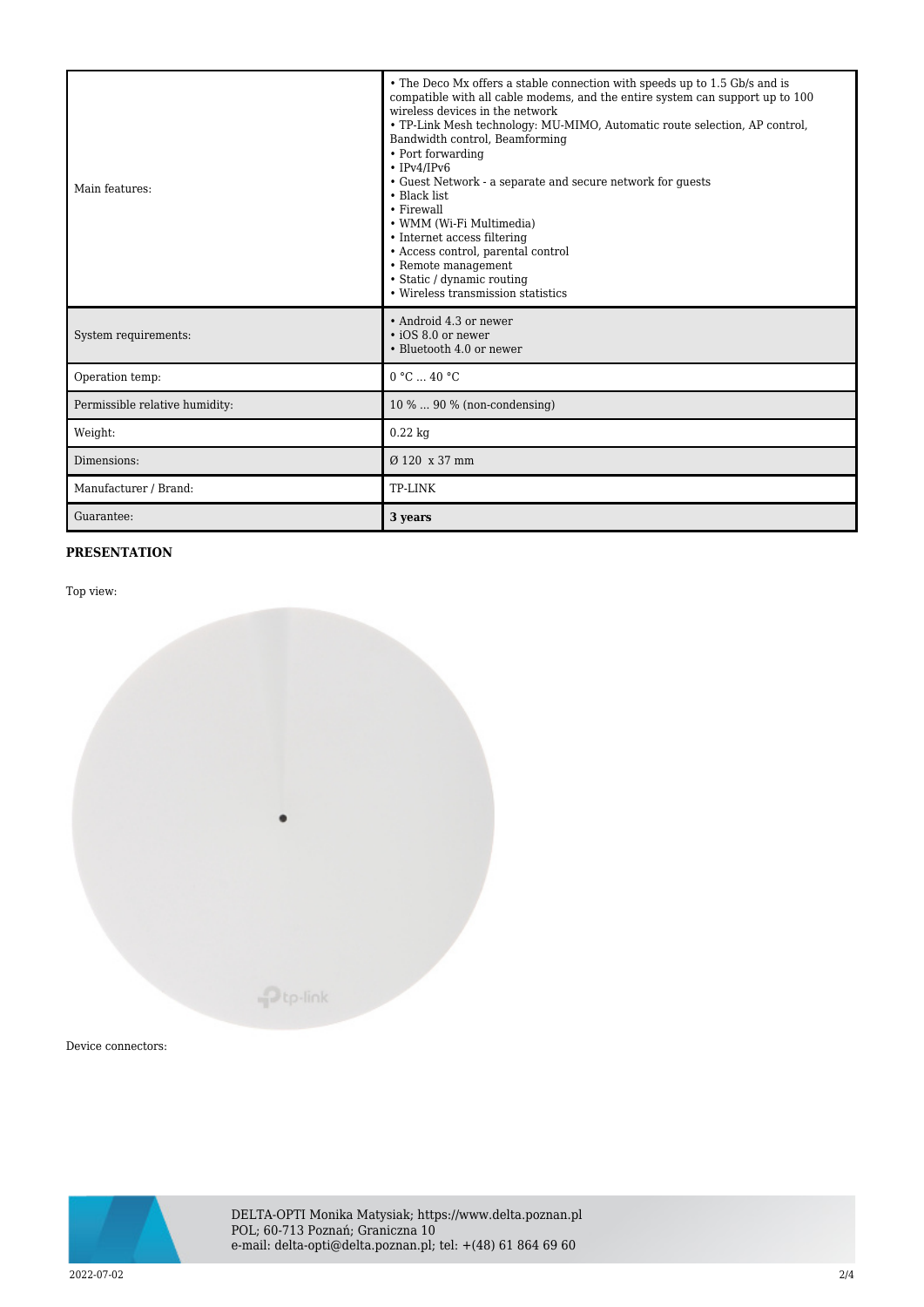| | |
|---|---|
| Main features: | • The Deco Mx offers a stable connection with speeds up to 1.5 Gb/s and is compatible with all cable modems, and the entire system can support up to 100 wireless devices in the network<br>• TP-Link Mesh technology: MU-MIMO, Automatic route selection, AP control, Bandwidth control, Beamforming<br>• Port forwarding<br>• IPv4/IPv6<br>• Guest Network - a separate and secure network for guests<br>• Black list<br>• Firewall<br>• WMM (Wi-Fi Multimedia)<br>• Internet access filtering<br>• Access control, parental control<br>• Remote management<br>• Static / dynamic routing<br>• Wireless transmission statistics |
| System requirements: | • Android 4.3 or newer<br>• iOS 8.0 or newer<br>• Bluetooth 4.0 or newer |
| Operation temp: | 0 °C ... 40 °C |
| Permissible relative humidity: | 10 % ... 90 % (non-condensing) |
| Weight: | 0.22 kg |
| Dimensions: | Ø 120 x 37 mm |
| Manufacturer / Brand: | TP-LINK |
| Guarantee: | **3 years** |

**PRESENTATION**

Top view:

Device connectors:

DELTA-OPTI Monika Matysiak; https://www.delta.poznan.pl
POL; 60-713 Poznań; Graniczna 10
e-mail: delta-opti@delta.poznan.pl; tel: +(48) 61 864 69 60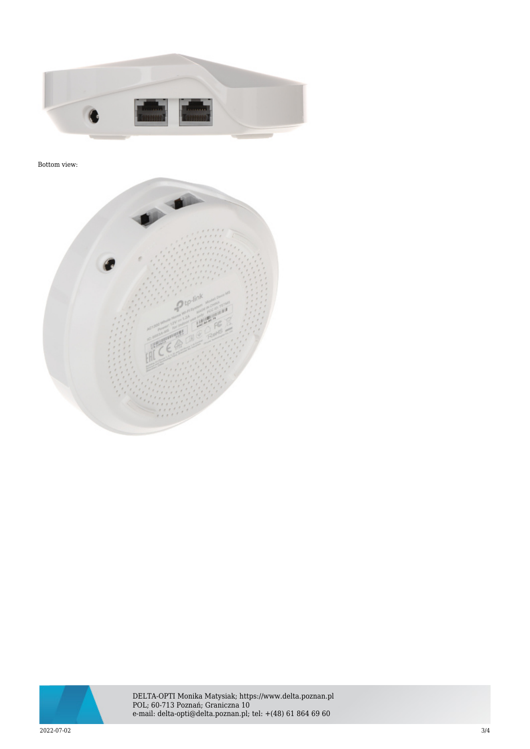Bottom view: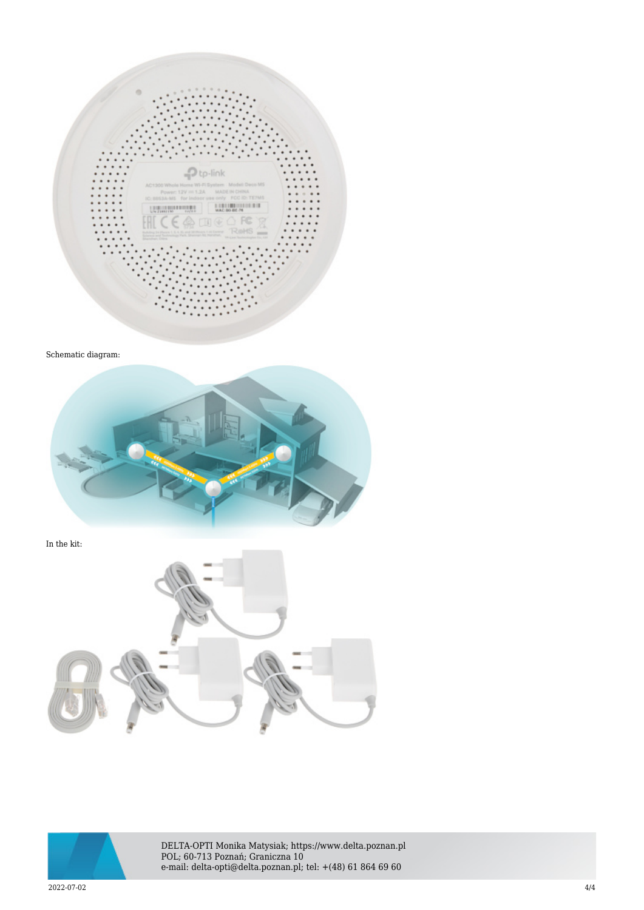Schematic diagram:

In the kit: